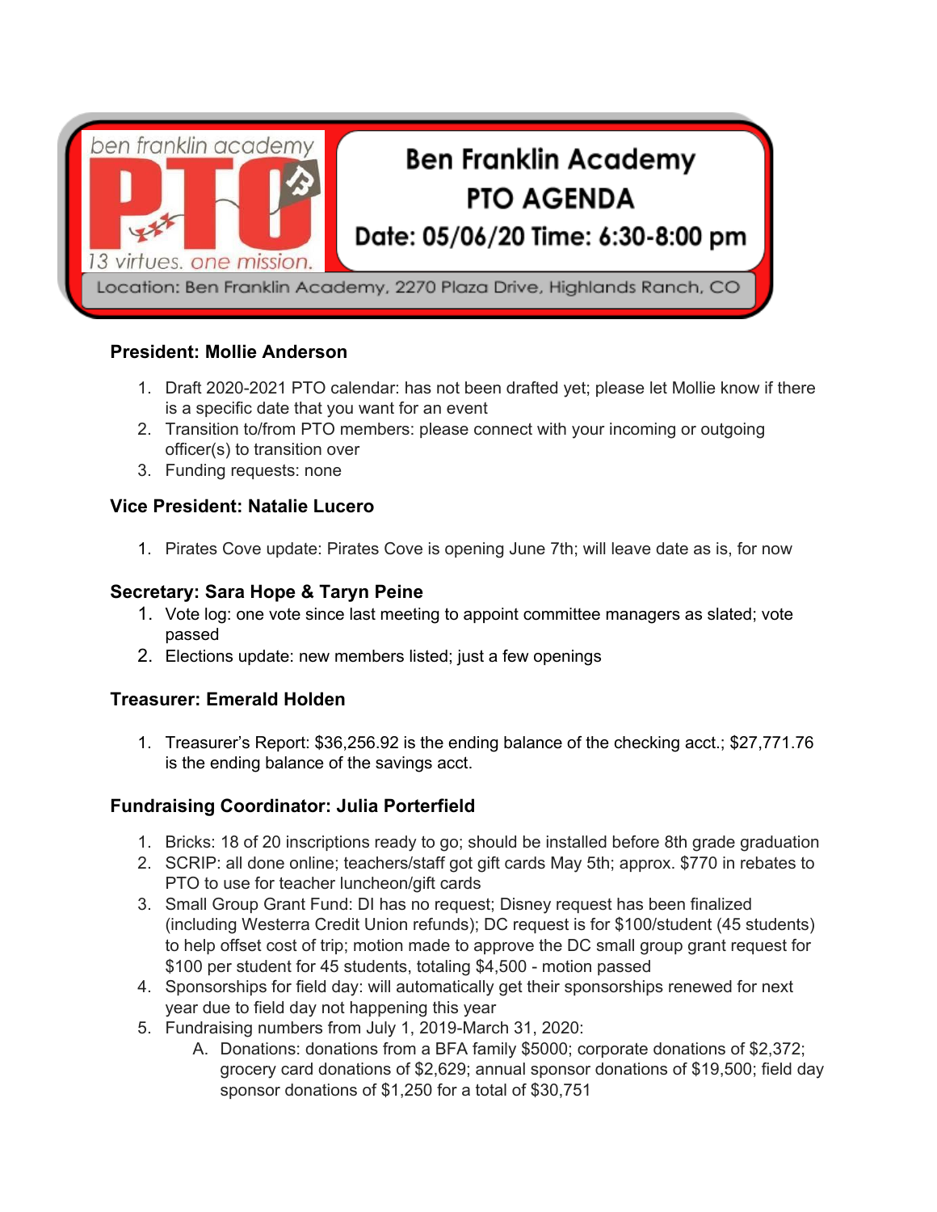ben franklin academy PTO

13 virtues. one mission.

# Ben Franklin Academy PTO AGENDA

**Date: 05/06/20 Time: 6:30-8:00 pm**

Location: Ben Franklin Academy, 2270 Plaza Drive, Highlands Ranch, CO

### President: Mollie Anderson

1. Draft 2020-2021 PTO calendar: has not been drafted yet; please let Mollie know if there is a specific date that you want for an event
2. Transition to/from PTO members: please connect with your incoming or outgoing officer(s) to transition over
3. Funding requests: none

### Vice President: Natalie Lucero

1. Pirates Cove update: Pirates Cove is opening June 7th; will leave date as is, for now

### Secretary: Sara Hope & Taryn Peine

1. Vote log: one vote since last meeting to appoint committee managers as slated; vote passed
2. Elections update: new members listed; just a few openings

### Treasurer: Emerald Holden

1. Treasurer's Report: $36,256.92 is the ending balance of the checking acct.; $27,771.76 is the ending balance of the savings acct.

### Fundraising Coordinator: Julia Porterfield

1. Bricks: 18 of 20 inscriptions ready to go; should be installed before 8th grade graduation
2. SCRIP: all done online; teachers/staff got gift cards May 5th; approx. $770 in rebates to PTO to use for teacher luncheon/gift cards
3. Small Group Grant Fund: DI has no request; Disney request has been finalized (including Westerra Credit Union refunds); DC request is for $100/student (45 students) to help offset cost of trip; motion made to approve the DC small group grant request for $100 per student for 45 students, totaling $4,500 - motion passed
4. Sponsorships for field day: will automatically get their sponsorships renewed for next year due to field day not happening this year
5. Fundraising numbers from July 1, 2019-March 31, 2020:
   A. Donations: donations from a BFA family $5000; corporate donations of $2,372; grocery card donations of $2,629; annual sponsor donations of $19,500; field day sponsor donations of $1,250 for a total of $30,751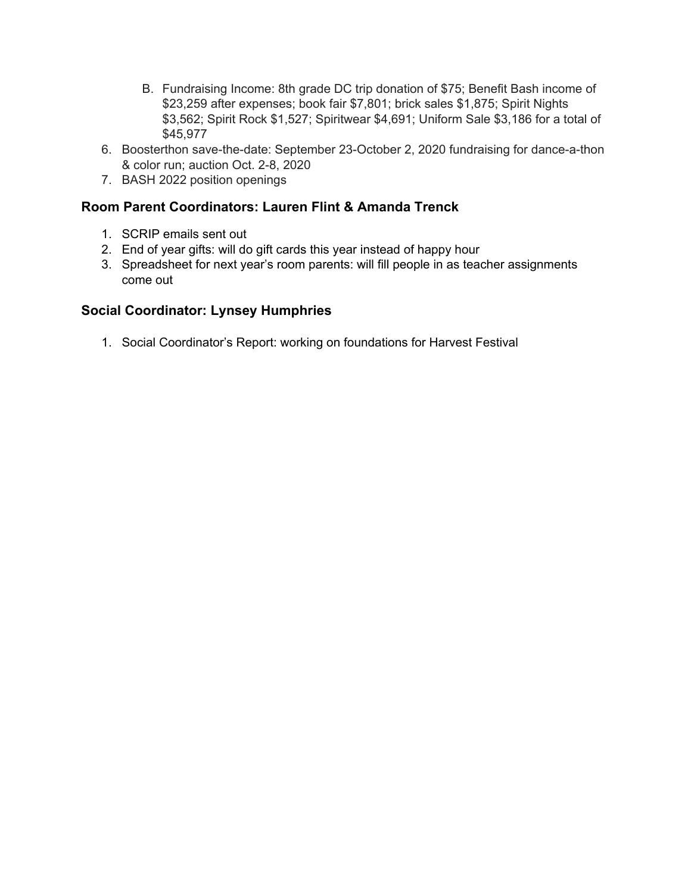B. Fundraising Income: 8th grade DC trip donation of $75; Benefit Bash income of $23,259 after expenses; book fair $7,801; brick sales $1,875; Spirit Nights $3,562; Spirit Rock $1,527; Spiritwear $4,691; Uniform Sale $3,186 for a total of $45,977

6. Boosterthon save-the-date: September 23-October 2, 2020 fundraising for dance-a-thon & color run; auction Oct. 2-8, 2020
7. BASH 2022 position openings

### Room Parent Coordinators: Lauren Flint & Amanda Trenck

1. SCRIP emails sent out
2. End of year gifts: will do gift cards this year instead of happy hour
3. Spreadsheet for next year's room parents: will fill people in as teacher assignments come out

### Social Coordinator: Lynsey Humphries

1. Social Coordinator's Report: working on foundations for Harvest Festival